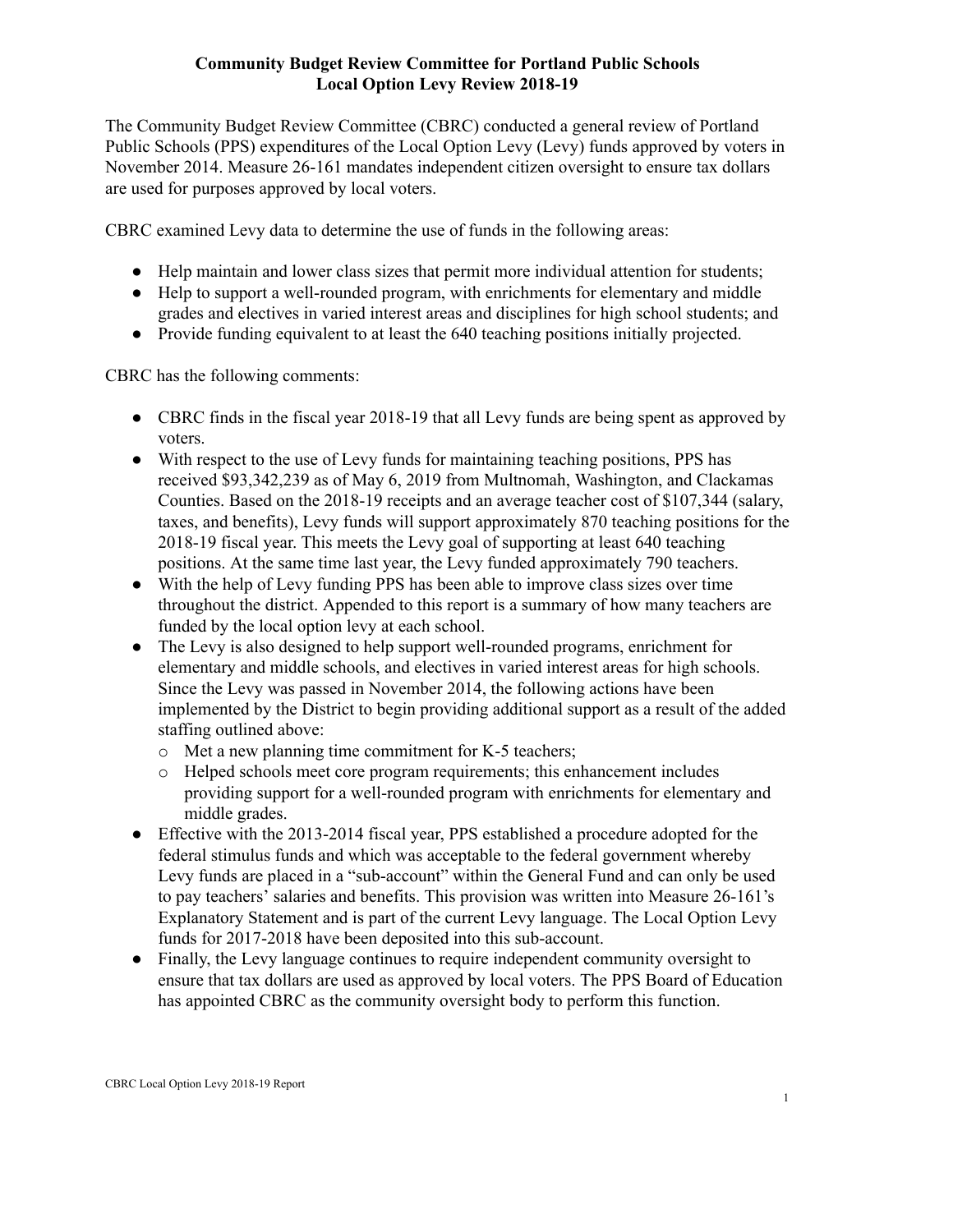# Community Budget Review Committee for Portland Public Schools
## Local Option Levy Review 2018-19

The Community Budget Review Committee (CBRC) conducted a general review of Portland Public Schools (PPS) expenditures of the Local Option Levy (Levy) funds approved by voters in November 2014. Measure 26-161 mandates independent citizen oversight to ensure tax dollars are used for purposes approved by local voters.

CBRC examined Levy data to determine the use of funds in the following areas:

- Help maintain and lower class sizes that permit more individual attention for students;
- Help to support a well-rounded program, with enrichments for elementary and middle grades and electives in varied interest areas and disciplines for high school students; and
- Provide funding equivalent to at least the 640 teaching positions initially projected.

CBRC has the following comments:

- CBRC finds in the fiscal year 2018-19 that all Levy funds are being spent as approved by voters.
- With respect to the use of Levy funds for maintaining teaching positions, PPS has received $93,342,239 as of May 6, 2019 from Multnomah, Washington, and Clackamas Counties. Based on the 2018-19 receipts and an average teacher cost of $107,344 (salary, taxes, and benefits), Levy funds will support approximately 870 teaching positions for the 2018-19 fiscal year. This meets the Levy goal of supporting at least 640 teaching positions. At the same time last year, the Levy funded approximately 790 teachers.
- With the help of Levy funding PPS has been able to improve class sizes over time throughout the district. Appended to this report is a summary of how many teachers are funded by the local option levy at each school.
- The Levy is also designed to help support well-rounded programs, enrichment for elementary and middle schools, and electives in varied interest areas for high schools. Since the Levy was passed in November 2014, the following actions have been implemented by the District to begin providing additional support as a result of the added staffing outlined above:
  - Met a new planning time commitment for K-5 teachers;
  - Helped schools meet core program requirements; this enhancement includes providing support for a well-rounded program with enrichments for elementary and middle grades.
- Effective with the 2013-2014 fiscal year, PPS established a procedure adopted for the federal stimulus funds and which was acceptable to the federal government whereby Levy funds are placed in a "sub-account" within the General Fund and can only be used to pay teachers' salaries and benefits. This provision was written into Measure 26-161's Explanatory Statement and is part of the current Levy language. The Local Option Levy funds for 2017-2018 have been deposited into this sub-account.
- Finally, the Levy language continues to require independent community oversight to ensure that tax dollars are used as approved by local voters. The PPS Board of Education has appointed CBRC as the community oversight body to perform this function.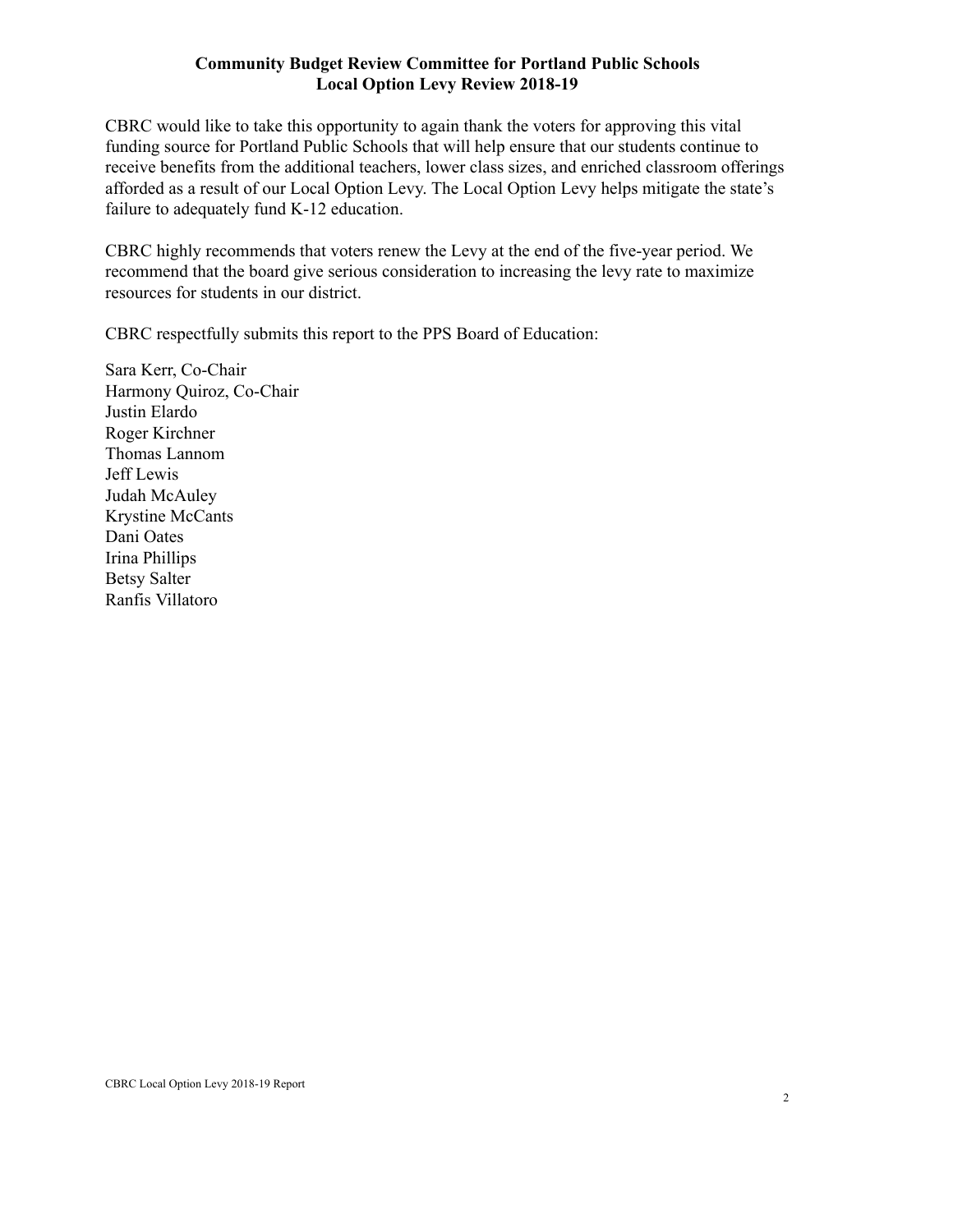**Community Budget Review Committee for Portland Public Schools**
**Local Option Levy Review 2018-19**

CBRC would like to take this opportunity to again thank the voters for approving this vital funding source for Portland Public Schools that will help ensure that our students continue to receive benefits from the additional teachers, lower class sizes, and enriched classroom offerings afforded as a result of our Local Option Levy. The Local Option Levy helps mitigate the state's failure to adequately fund K-12 education.

CBRC highly recommends that voters renew the Levy at the end of the five-year period. We recommend that the board give serious consideration to increasing the levy rate to maximize resources for students in our district.

CBRC respectfully submits this report to the PPS Board of Education:

Sara Kerr, Co-Chair
Harmony Quiroz, Co-Chair
Justin Elardo
Roger Kirchner
Thomas Lannom
Jeff Lewis
Judah McAuley
Krystine McCants
Dani Oates
Irina Phillips
Betsy Salter
Ranfis Villatoro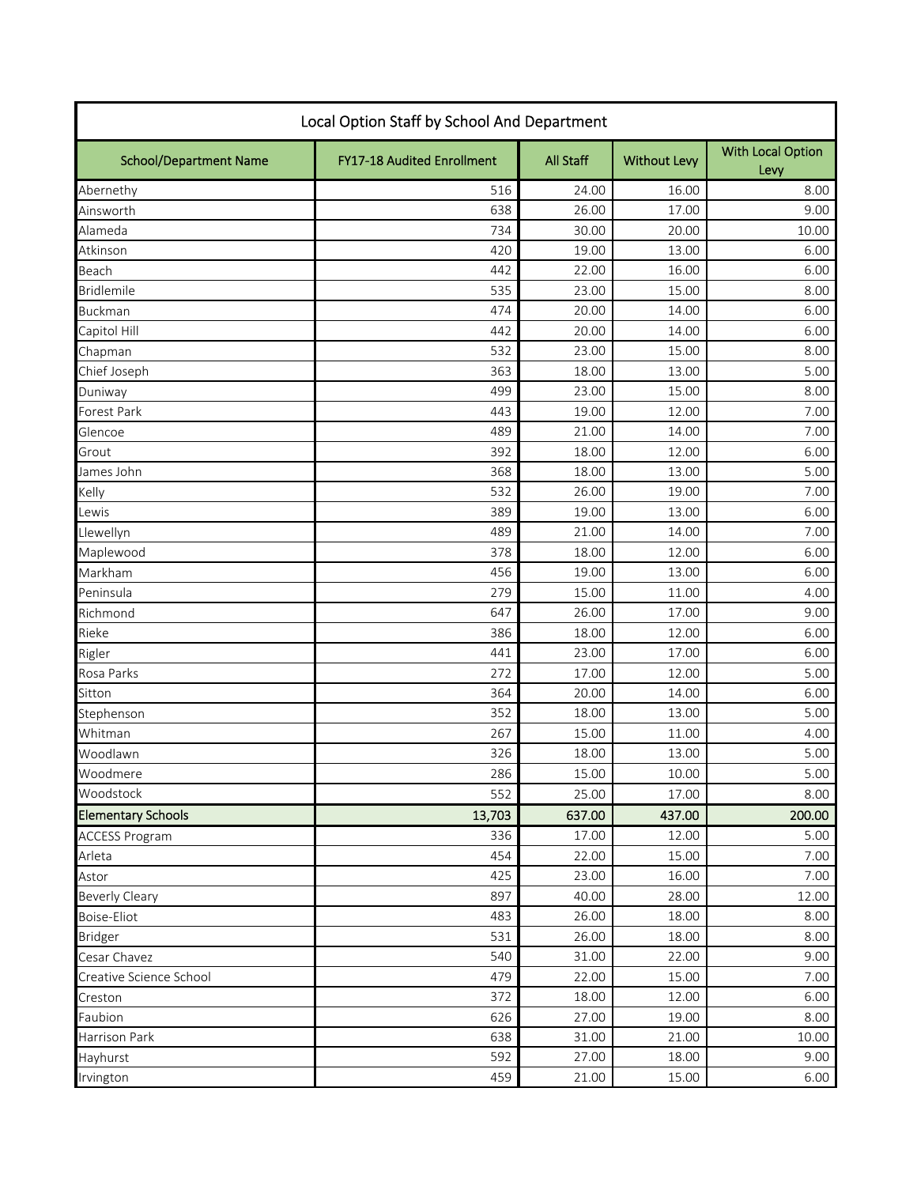| Local Option Staff by School And Department | | | | |
|---|---|---|---|---|
| School/Department Name | FY17-18 Audited Enrollment | All Staff | Without Levy | With Local Option Levy |
| Abernethy | 516 | 24.00 | 16.00 | 8.00 |
| Ainsworth | 638 | 26.00 | 17.00 | 9.00 |
| Alameda | 734 | 30.00 | 20.00 | 10.00 |
| Atkinson | 420 | 19.00 | 13.00 | 6.00 |
| Beach | 442 | 22.00 | 16.00 | 6.00 |
| Bridlemile | 535 | 23.00 | 15.00 | 8.00 |
| Buckman | 474 | 20.00 | 14.00 | 6.00 |
| Capitol Hill | 442 | 20.00 | 14.00 | 6.00 |
| Chapman | 532 | 23.00 | 15.00 | 8.00 |
| Chief Joseph | 363 | 18.00 | 13.00 | 5.00 |
| Duniway | 499 | 23.00 | 15.00 | 8.00 |
| Forest Park | 443 | 19.00 | 12.00 | 7.00 |
| Glencoe | 489 | 21.00 | 14.00 | 7.00 |
| Grout | 392 | 18.00 | 12.00 | 6.00 |
| James John | 368 | 18.00 | 13.00 | 5.00 |
| Kelly | 532 | 26.00 | 19.00 | 7.00 |
| Lewis | 389 | 19.00 | 13.00 | 6.00 |
| Llewellyn | 489 | 21.00 | 14.00 | 7.00 |
| Maplewood | 378 | 18.00 | 12.00 | 6.00 |
| Markham | 456 | 19.00 | 13.00 | 6.00 |
| Peninsula | 279 | 15.00 | 11.00 | 4.00 |
| Richmond | 647 | 26.00 | 17.00 | 9.00 |
| Rieke | 386 | 18.00 | 12.00 | 6.00 |
| Rigler | 441 | 23.00 | 17.00 | 6.00 |
| Rosa Parks | 272 | 17.00 | 12.00 | 5.00 |
| Sitton | 364 | 20.00 | 14.00 | 6.00 |
| Stephenson | 352 | 18.00 | 13.00 | 5.00 |
| Whitman | 267 | 15.00 | 11.00 | 4.00 |
| Woodlawn | 326 | 18.00 | 13.00 | 5.00 |
| Woodmere | 286 | 15.00 | 10.00 | 5.00 |
| Woodstock | 552 | 25.00 | 17.00 | 8.00 |
| **Elementary Schools** | **13,703** | **637.00** | **437.00** | **200.00** |
| ACCESS Program | 336 | 17.00 | 12.00 | 5.00 |
| Arleta | 454 | 22.00 | 15.00 | 7.00 |
| Astor | 425 | 23.00 | 16.00 | 7.00 |
| Beverly Cleary | 897 | 40.00 | 28.00 | 12.00 |
| Boise-Eliot | 483 | 26.00 | 18.00 | 8.00 |
| Bridger | 531 | 26.00 | 18.00 | 8.00 |
| Cesar Chavez | 540 | 31.00 | 22.00 | 9.00 |
| Creative Science School | 479 | 22.00 | 15.00 | 7.00 |
| Creston | 372 | 18.00 | 12.00 | 6.00 |
| Faubion | 626 | 27.00 | 19.00 | 8.00 |
| Harrison Park | 638 | 31.00 | 21.00 | 10.00 |
| Hayhurst | 592 | 27.00 | 18.00 | 9.00 |
| Irvington | 459 | 21.00 | 15.00 | 6.00 |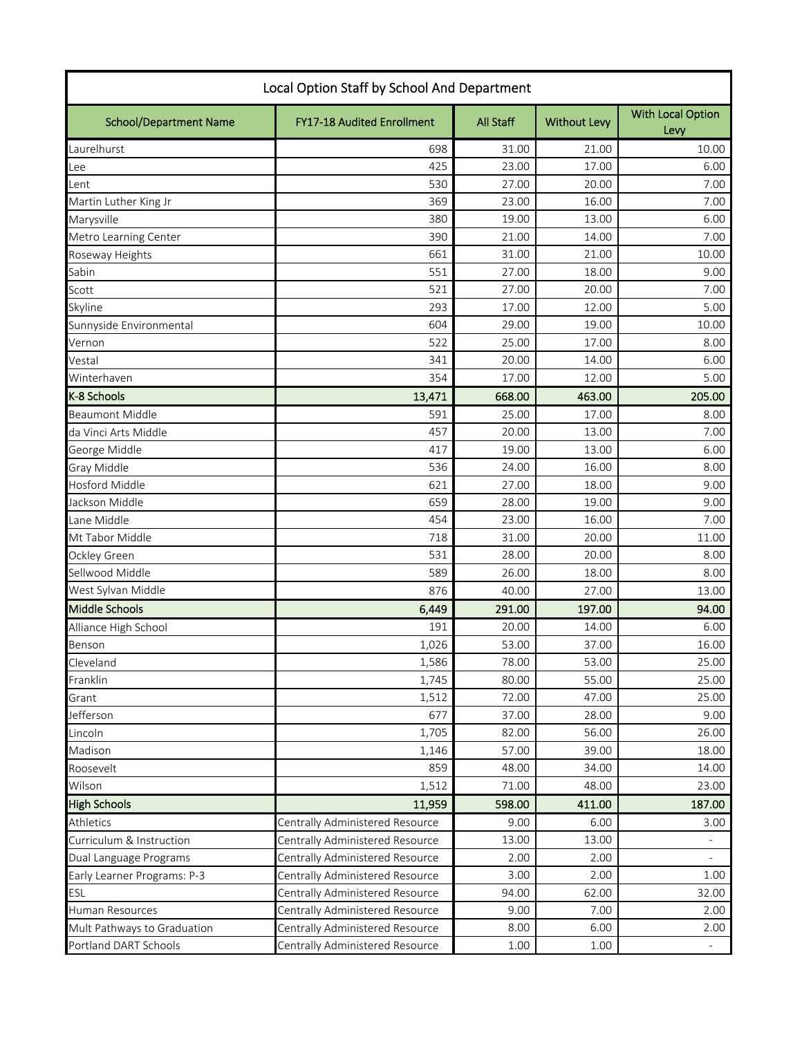| Local Option Staff by School And Department | | | | |
|---|---|---|---|---|
| **School/Department Name** | **FY17-18 Audited Enrollment** | **All Staff** | **Without Levy** | **With Local Option Levy** |
| Laurelhurst | 698 | 31.00 | 21.00 | 10.00 |
| Lee | 425 | 23.00 | 17.00 | 6.00 |
| Lent | 530 | 27.00 | 20.00 | 7.00 |
| Martin Luther King Jr | 369 | 23.00 | 16.00 | 7.00 |
| Marysville | 380 | 19.00 | 13.00 | 6.00 |
| Metro Learning Center | 390 | 21.00 | 14.00 | 7.00 |
| Roseway Heights | 661 | 31.00 | 21.00 | 10.00 |
| Sabin | 551 | 27.00 | 18.00 | 9.00 |
| Scott | 521 | 27.00 | 20.00 | 7.00 |
| Skyline | 293 | 17.00 | 12.00 | 5.00 |
| Sunnyside Environmental | 604 | 29.00 | 19.00 | 10.00 |
| Vernon | 522 | 25.00 | 17.00 | 8.00 |
| Vestal | 341 | 20.00 | 14.00 | 6.00 |
| Winterhaven | 354 | 17.00 | 12.00 | 5.00 |
| **K-8 Schools** | **13,471** | **668.00** | **463.00** | **205.00** |
| Beaumont Middle | 591 | 25.00 | 17.00 | 8.00 |
| da Vinci Arts Middle | 457 | 20.00 | 13.00 | 7.00 |
| George Middle | 417 | 19.00 | 13.00 | 6.00 |
| Gray Middle | 536 | 24.00 | 16.00 | 8.00 |
| Hosford Middle | 621 | 27.00 | 18.00 | 9.00 |
| Jackson Middle | 659 | 28.00 | 19.00 | 9.00 |
| Lane Middle | 454 | 23.00 | 16.00 | 7.00 |
| Mt Tabor Middle | 718 | 31.00 | 20.00 | 11.00 |
| Ockley Green | 531 | 28.00 | 20.00 | 8.00 |
| Sellwood Middle | 589 | 26.00 | 18.00 | 8.00 |
| West Sylvan Middle | 876 | 40.00 | 27.00 | 13.00 |
| **Middle Schools** | **6,449** | **291.00** | **197.00** | **94.00** |
| Alliance High School | 191 | 20.00 | 14.00 | 6.00 |
| Benson | 1,026 | 53.00 | 37.00 | 16.00 |
| Cleveland | 1,586 | 78.00 | 53.00 | 25.00 |
| Franklin | 1,745 | 80.00 | 55.00 | 25.00 |
| Grant | 1,512 | 72.00 | 47.00 | 25.00 |
| Jefferson | 677 | 37.00 | 28.00 | 9.00 |
| Lincoln | 1,705 | 82.00 | 56.00 | 26.00 |
| Madison | 1,146 | 57.00 | 39.00 | 18.00 |
| Roosevelt | 859 | 48.00 | 34.00 | 14.00 |
| Wilson | 1,512 | 71.00 | 48.00 | 23.00 |
| **High Schools** | **11,959** | **598.00** | **411.00** | **187.00** |
| Athletics | Centrally Administered Resource | 9.00 | 6.00 | 3.00 |
| Curriculum & Instruction | Centrally Administered Resource | 13.00 | 13.00 | - |
| Dual Language Programs | Centrally Administered Resource | 2.00 | 2.00 | - |
| Early Learner Programs: P-3 | Centrally Administered Resource | 3.00 | 2.00 | 1.00 |
| ESL | Centrally Administered Resource | 94.00 | 62.00 | 32.00 |
| Human Resources | Centrally Administered Resource | 9.00 | 7.00 | 2.00 |
| Mult Pathways to Graduation | Centrally Administered Resource | 8.00 | 6.00 | 2.00 |
| Portland DART Schools | Centrally Administered Resource | 1.00 | 1.00 | - |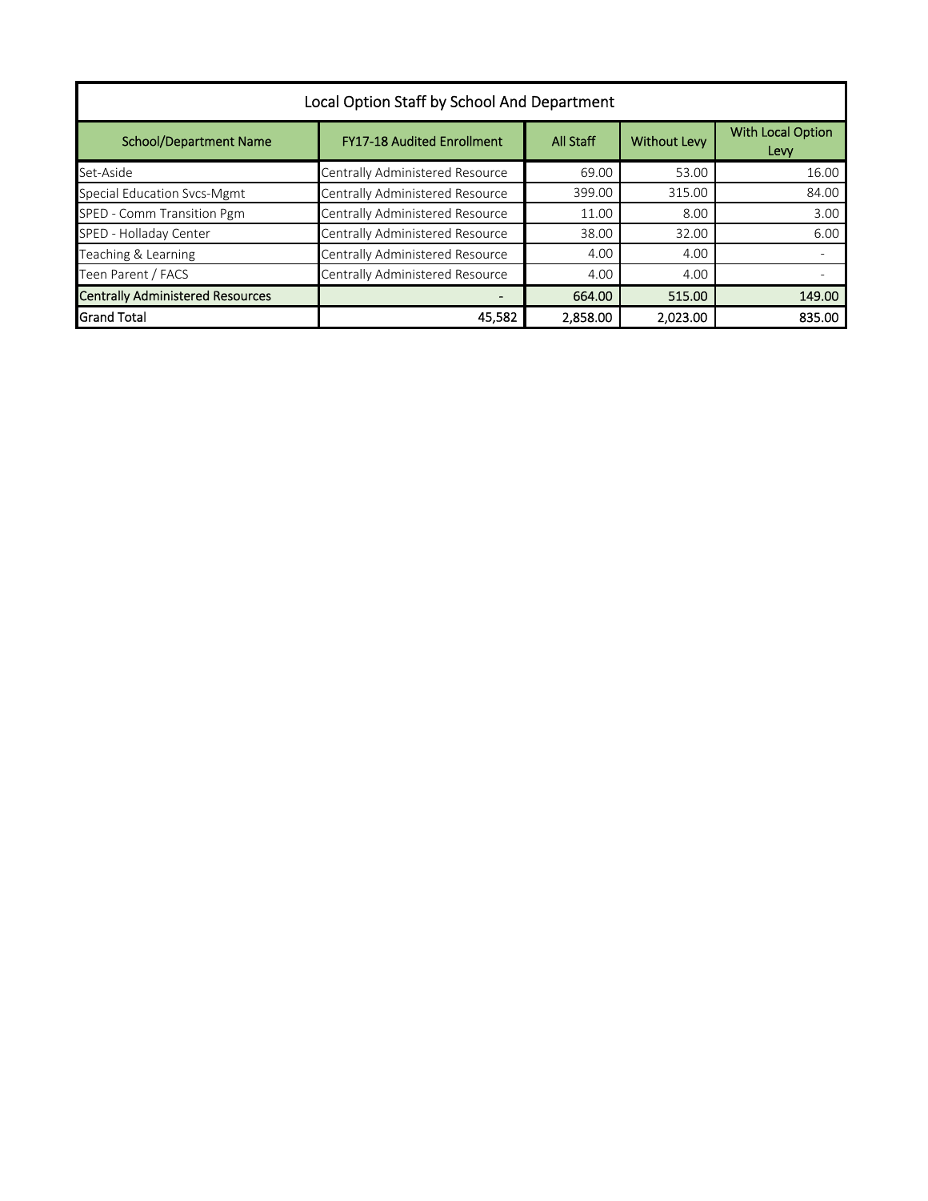| Local Option Staff by School And Department | | | | |
|---|---|---|---|---|
| School/Department Name | FY17-18 Audited Enrollment | All Staff | Without Levy | With Local Option Levy |
| Set-Aside | Centrally Administered Resource | 69.00 | 53.00 | 16.00 |
| Special Education Svcs-Mgmt | Centrally Administered Resource | 399.00 | 315.00 | 84.00 |
| SPED - Comm Transition Pgm | Centrally Administered Resource | 11.00 | 8.00 | 3.00 |
| SPED - Holladay Center | Centrally Administered Resource | 38.00 | 32.00 | 6.00 |
| Teaching & Learning | Centrally Administered Resource | 4.00 | 4.00 | - |
| Teen Parent / FACS | Centrally Administered Resource | 4.00 | 4.00 | - |
| Centrally Administered Resources | - | 664.00 | 515.00 | 149.00 |
| Grand Total | 45,582 | 2,858.00 | 2,023.00 | 835.00 |